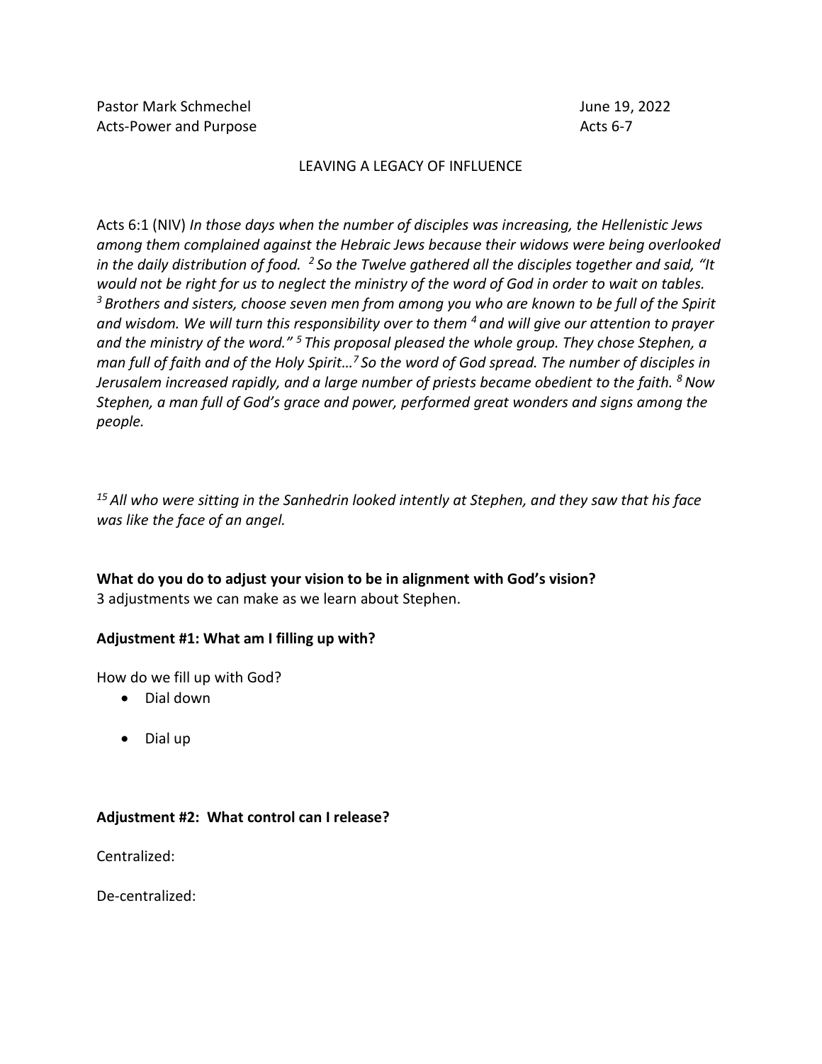Pastor Mark Schmechel
Acts-Power and Purpose

June 19, 2022
Acts 6-7

# LEAVING A LEGACY OF INFLUENCE

Acts 6:1 (NIV) *In those days when the number of disciples was increasing, the Hellenistic Jews among them complained against the Hebraic Jews because their widows were being overlooked in the daily distribution of food.* [2] *So the Twelve gathered all the disciples together and said, "It would not be right for us to neglect the ministry of the word of God in order to wait on tables.* [3] *Brothers and sisters, choose seven men from among you who are known to be full of the Spirit and wisdom. We will turn this responsibility over to them* [4] *and will give our attention to prayer and the ministry of the word."* [5] *This proposal pleased the whole group. They chose Stephen, a man full of faith and of the Holy Spirit…*[7] *So the word of God spread. The number of disciples in Jerusalem increased rapidly, and a large number of priests became obedient to the faith.* [8] *Now Stephen, a man full of God's grace and power, performed great wonders and signs among the people.*

[15] *All who were sitting in the Sanhedrin looked intently at Stephen, and they saw that his face was like the face of an angel.*

**What do you do to adjust your vision to be in alignment with God's vision?**
3 adjustments we can make as we learn about Stephen.

**Adjustment #1: What am I filling up with?**

How do we fill up with God?

- Dial down
- Dial up

**Adjustment #2: What control can I release?**

Centralized:

De-centralized: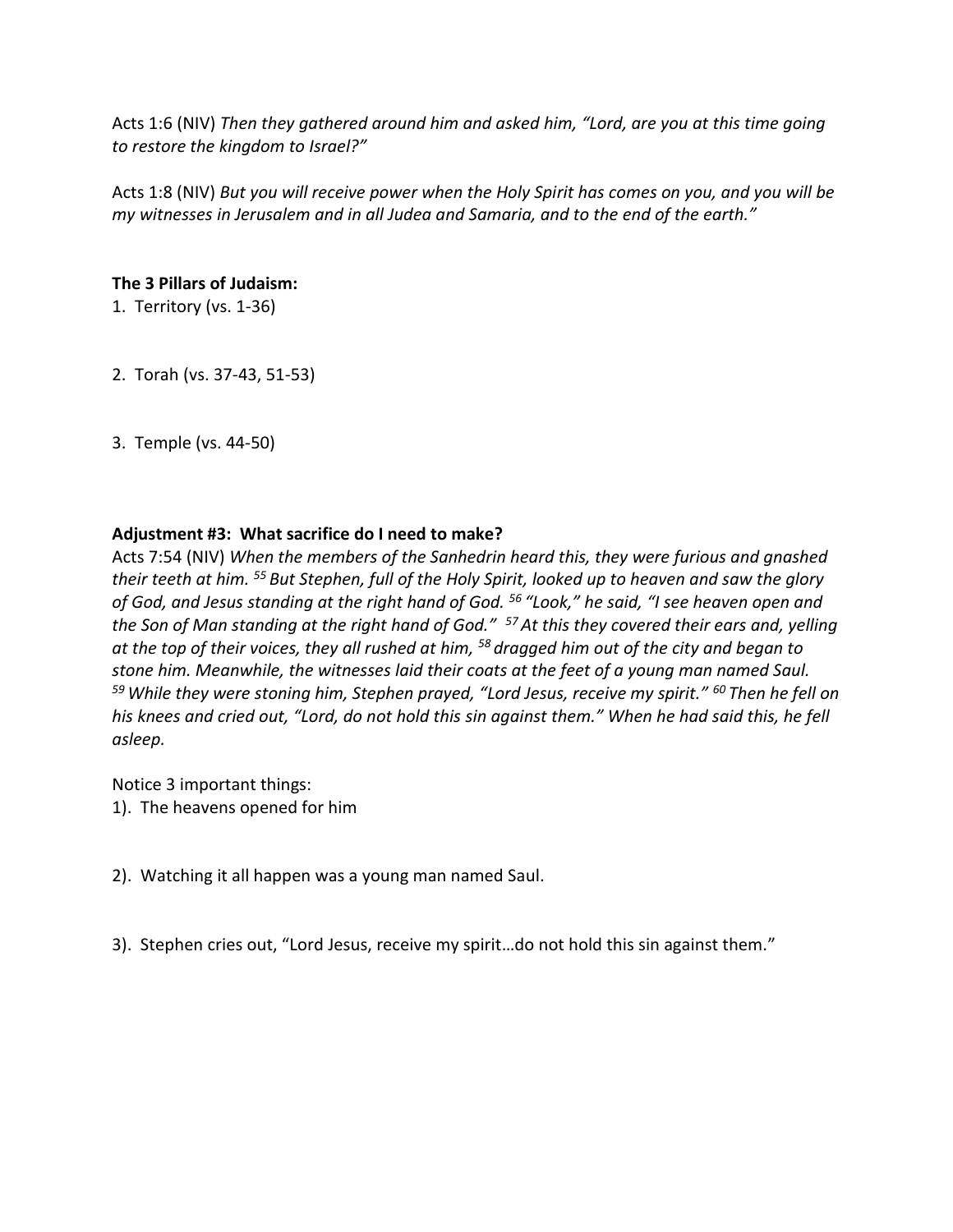Acts 1:6 (NIV) *Then they gathered around him and asked him, "Lord, are you at this time going to restore the kingdom to Israel?"*

Acts 1:8 (NIV) *But you will receive power when the Holy Spirit has comes on you, and you will be my witnesses in Jerusalem and in all Judea and Samaria, and to the end of the earth."*

**The 3 Pillars of Judaism:**

1. Territory (vs. 1-36)

2. Torah (vs. 37-43, 51-53)

3. Temple (vs. 44-50)

**Adjustment #3: What sacrifice do I need to make?**

Acts 7:54 (NIV) *When the members of the Sanhedrin heard this, they were furious and gnashed their teeth at him. [55] But Stephen, full of the Holy Spirit, looked up to heaven and saw the glory of God, and Jesus standing at the right hand of God. [56] "Look," he said, "I see heaven open and the Son of Man standing at the right hand of God." [57] At this they covered their ears and, yelling at the top of their voices, they all rushed at him, [58] dragged him out of the city and began to stone him. Meanwhile, the witnesses laid their coats at the feet of a young man named Saul. [59] While they were stoning him, Stephen prayed, "Lord Jesus, receive my spirit." [60] Then he fell on his knees and cried out, "Lord, do not hold this sin against them." When he had said this, he fell asleep.*

Notice 3 important things:

1). The heavens opened for him

2). Watching it all happen was a young man named Saul.

3). Stephen cries out, "Lord Jesus, receive my spirit…do not hold this sin against them."